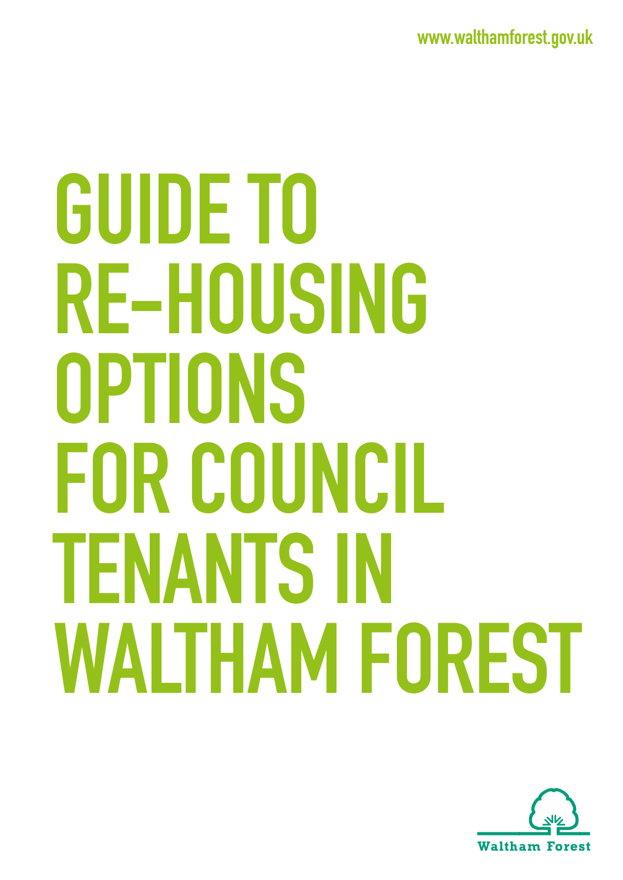www.walthamforest.gov.uk

# GUIDE TO RE-HOUSING OPTIONS FOR COUNCIL TENANTS IN WALTHAM FOREST

Waltham Forest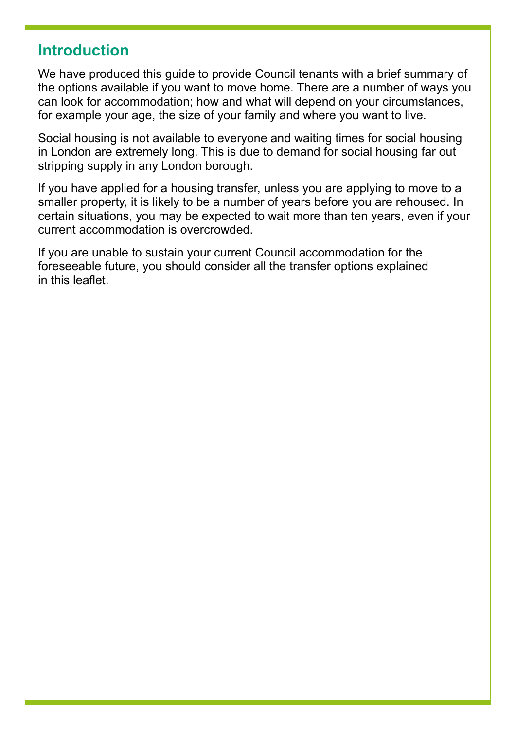## Introduction

We have produced this guide to provide Council tenants with a brief summary of the options available if you want to move home. There are a number of ways you can look for accommodation; how and what will depend on your circumstances, for example your age, the size of your family and where you want to live.

Social housing is not available to everyone and waiting times for social housing in London are extremely long. This is due to demand for social housing far out stripping supply in any London borough.

If you have applied for a housing transfer, unless you are applying to move to a smaller property, it is likely to be a number of years before you are rehoused. In certain situations, you may be expected to wait more than ten years, even if your current accommodation is overcrowded.

If you are unable to sustain your current Council accommodation for the foreseeable future, you should consider all the transfer options explained in this leaflet.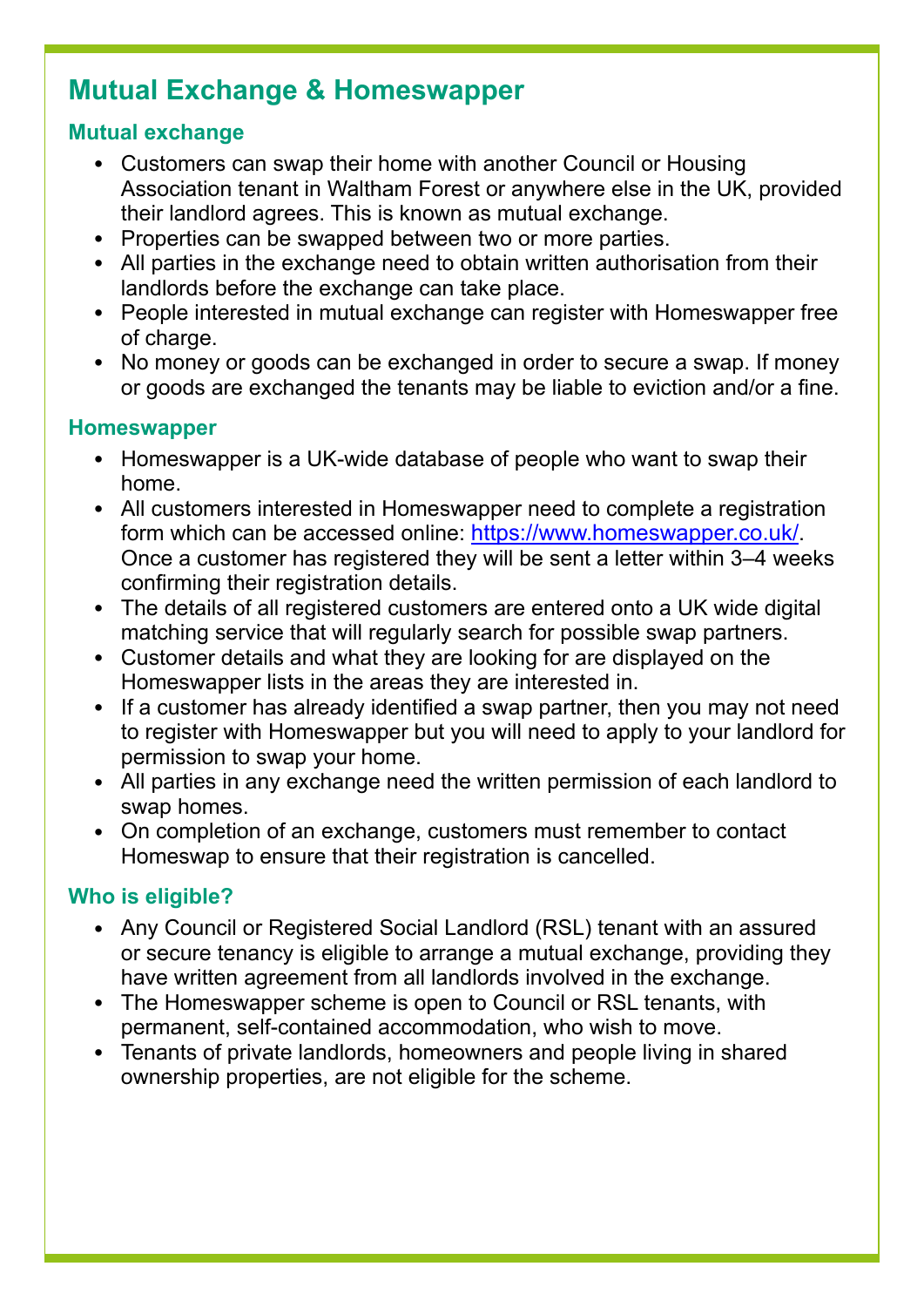## Mutual Exchange & Homeswapper

### Mutual exchange

- Customers can swap their home with another Council or Housing Association tenant in Waltham Forest or anywhere else in the UK, provided their landlord agrees. This is known as mutual exchange.
- Properties can be swapped between two or more parties.
- All parties in the exchange need to obtain written authorisation from their landlords before the exchange can take place.
- People interested in mutual exchange can register with Homeswapper free of charge.
- No money or goods can be exchanged in order to secure a swap. If money or goods are exchanged the tenants may be liable to eviction and/or a fine.

### Homeswapper

- Homeswapper is a UK-wide database of people who want to swap their home.
- All customers interested in Homeswapper need to complete a registration form which can be accessed online: https://www.homeswapper.co.uk/. Once a customer has registered they will be sent a letter within 3–4 weeks confirming their registration details.
- The details of all registered customers are entered onto a UK wide digital matching service that will regularly search for possible swap partners.
- Customer details and what they are looking for are displayed on the Homeswapper lists in the areas they are interested in.
- If a customer has already identified a swap partner, then you may not need to register with Homeswapper but you will need to apply to your landlord for permission to swap your home.
- All parties in any exchange need the written permission of each landlord to swap homes.
- On completion of an exchange, customers must remember to contact Homeswap to ensure that their registration is cancelled.

### Who is eligible?

- Any Council or Registered Social Landlord (RSL) tenant with an assured or secure tenancy is eligible to arrange a mutual exchange, providing they have written agreement from all landlords involved in the exchange.
- The Homeswapper scheme is open to Council or RSL tenants, with permanent, self-contained accommodation, who wish to move.
- Tenants of private landlords, homeowners and people living in shared ownership properties, are not eligible for the scheme.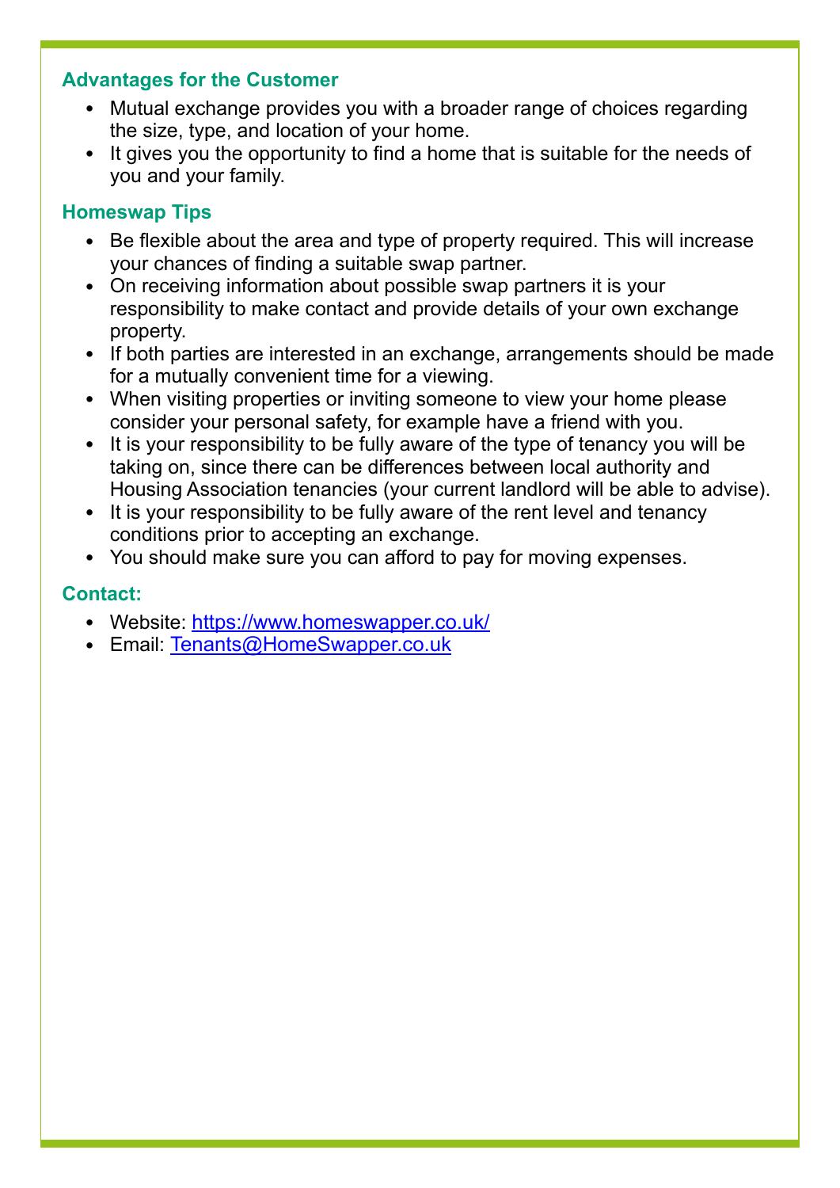### Advantages for the Customer

- Mutual exchange provides you with a broader range of choices regarding the size, type, and location of your home.
- It gives you the opportunity to find a home that is suitable for the needs of you and your family.

### Homeswap Tips

- Be flexible about the area and type of property required. This will increase your chances of finding a suitable swap partner.
- On receiving information about possible swap partners it is your responsibility to make contact and provide details of your own exchange property.
- If both parties are interested in an exchange, arrangements should be made for a mutually convenient time for a viewing.
- When visiting properties or inviting someone to view your home please consider your personal safety, for example have a friend with you.
- It is your responsibility to be fully aware of the type of tenancy you will be taking on, since there can be differences between local authority and Housing Association tenancies (your current landlord will be able to advise).
- It is your responsibility to be fully aware of the rent level and tenancy conditions prior to accepting an exchange.
- You should make sure you can afford to pay for moving expenses.

### Contact:

- Website: [https://www.homeswapper.co.uk/](https://www.homeswapper.co.uk/)
- Email: [Tenants@HomeSwapper.co.uk](mailto:Tenants@HomeSwapper.co.uk)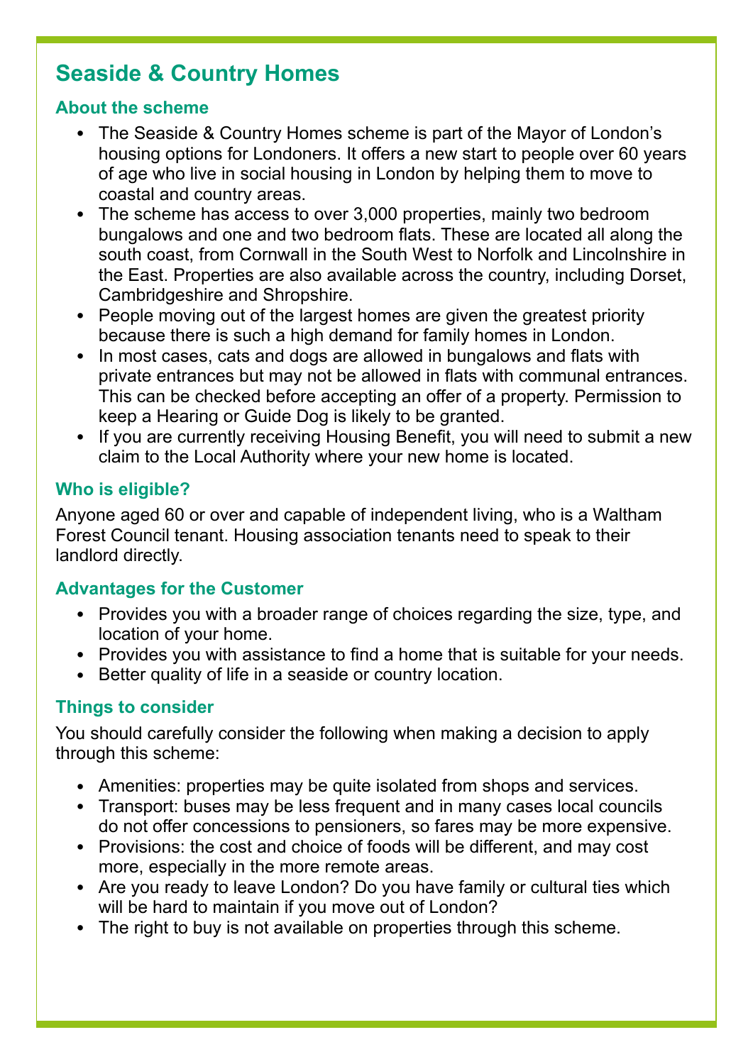## Seaside & Country Homes

### About the scheme

- The Seaside & Country Homes scheme is part of the Mayor of London's housing options for Londoners. It offers a new start to people over 60 years of age who live in social housing in London by helping them to move to coastal and country areas.
- The scheme has access to over 3,000 properties, mainly two bedroom bungalows and one and two bedroom flats. These are located all along the south coast, from Cornwall in the South West to Norfolk and Lincolnshire in the East. Properties are also available across the country, including Dorset, Cambridgeshire and Shropshire.
- People moving out of the largest homes are given the greatest priority because there is such a high demand for family homes in London.
- In most cases, cats and dogs are allowed in bungalows and flats with private entrances but may not be allowed in flats with communal entrances. This can be checked before accepting an offer of a property. Permission to keep a Hearing or Guide Dog is likely to be granted.
- If you are currently receiving Housing Benefit, you will need to submit a new claim to the Local Authority where your new home is located.

### Who is eligible?

Anyone aged 60 or over and capable of independent living, who is a Waltham Forest Council tenant. Housing association tenants need to speak to their landlord directly.

### Advantages for the Customer

- Provides you with a broader range of choices regarding the size, type, and location of your home.
- Provides you with assistance to find a home that is suitable for your needs.
- Better quality of life in a seaside or country location.

### Things to consider

You should carefully consider the following when making a decision to apply through this scheme:

- Amenities: properties may be quite isolated from shops and services.
- Transport: buses may be less frequent and in many cases local councils do not offer concessions to pensioners, so fares may be more expensive.
- Provisions: the cost and choice of foods will be different, and may cost more, especially in the more remote areas.
- Are you ready to leave London? Do you have family or cultural ties which will be hard to maintain if you move out of London?
- The right to buy is not available on properties through this scheme.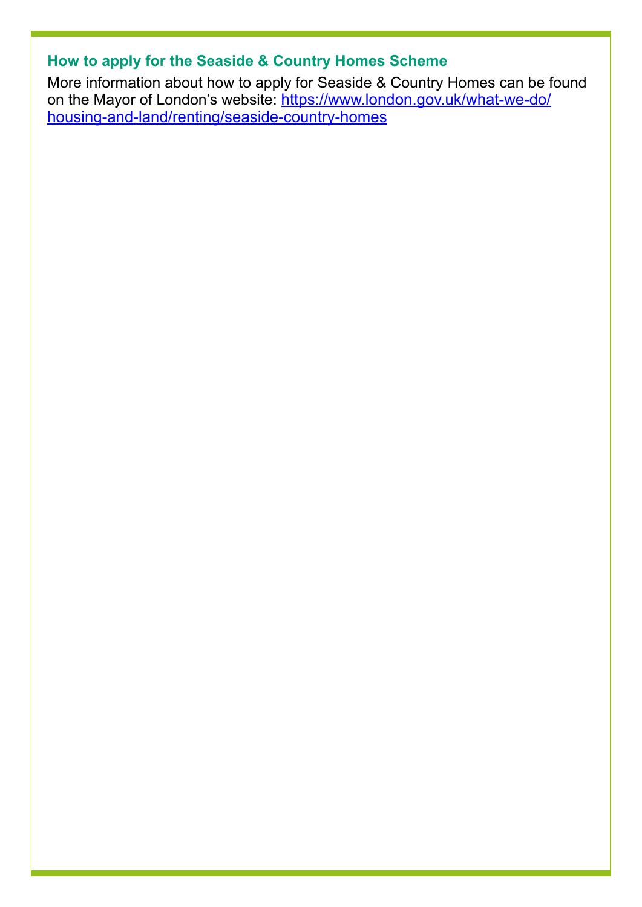## How to apply for the Seaside & Country Homes Scheme

More information about how to apply for Seaside & Country Homes can be found on the Mayor of London's website: [https://www.london.gov.uk/what-we-do/housing-and-land/renting/seaside-country-homes](https://www.london.gov.uk/what-we-do/housing-and-land/renting/seaside-country-homes)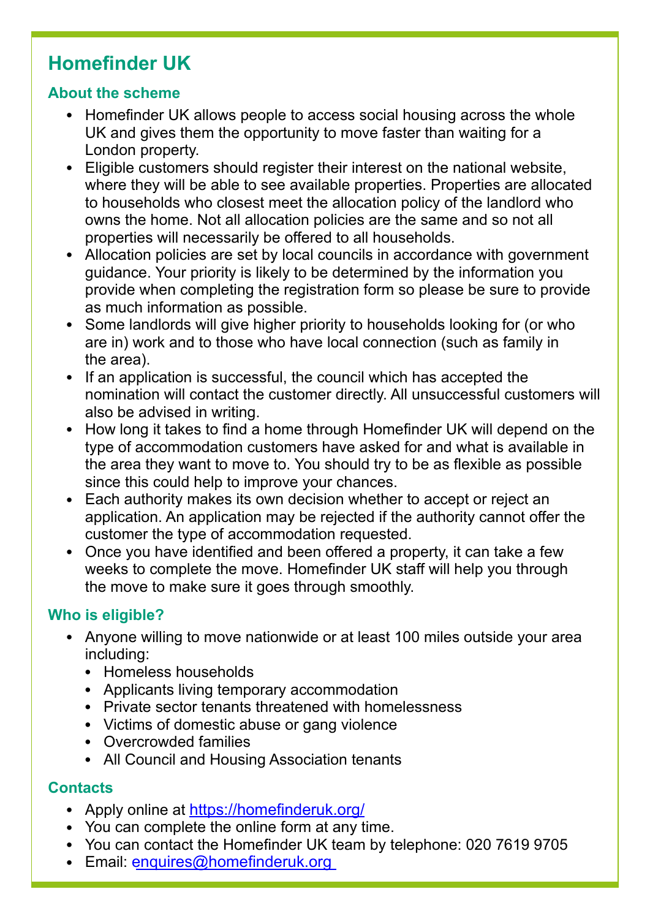## Homefinder UK

### About the scheme

- Homefinder UK allows people to access social housing across the whole UK and gives them the opportunity to move faster than waiting for a London property.
- Eligible customers should register their interest on the national website, where they will be able to see available properties. Properties are allocated to households who closest meet the allocation policy of the landlord who owns the home. Not all allocation policies are the same and so not all properties will necessarily be offered to all households.
- Allocation policies are set by local councils in accordance with government guidance. Your priority is likely to be determined by the information you provide when completing the registration form so please be sure to provide as much information as possible.
- Some landlords will give higher priority to households looking for (or who are in) work and to those who have local connection (such as family in the area).
- If an application is successful, the council which has accepted the nomination will contact the customer directly. All unsuccessful customers will also be advised in writing.
- How long it takes to find a home through Homefinder UK will depend on the type of accommodation customers have asked for and what is available in the area they want to move to. You should try to be as flexible as possible since this could help to improve your chances.
- Each authority makes its own decision whether to accept or reject an application. An application may be rejected if the authority cannot offer the customer the type of accommodation requested.
- Once you have identified and been offered a property, it can take a few weeks to complete the move. Homefinder UK staff will help you through the move to make sure it goes through smoothly.

### Who is eligible?

- Anyone willing to move nationwide or at least 100 miles outside your area including:
  - Homeless households
  - Applicants living temporary accommodation
  - Private sector tenants threatened with homelessness
  - Victims of domestic abuse or gang violence
  - Overcrowded families
  - All Council and Housing Association tenants

### Contacts

- Apply online at https://homefinderuk.org/
- You can complete the online form at any time.
- You can contact the Homefinder UK team by telephone: 020 7619 9705
- Email: enquires@homefinderuk.org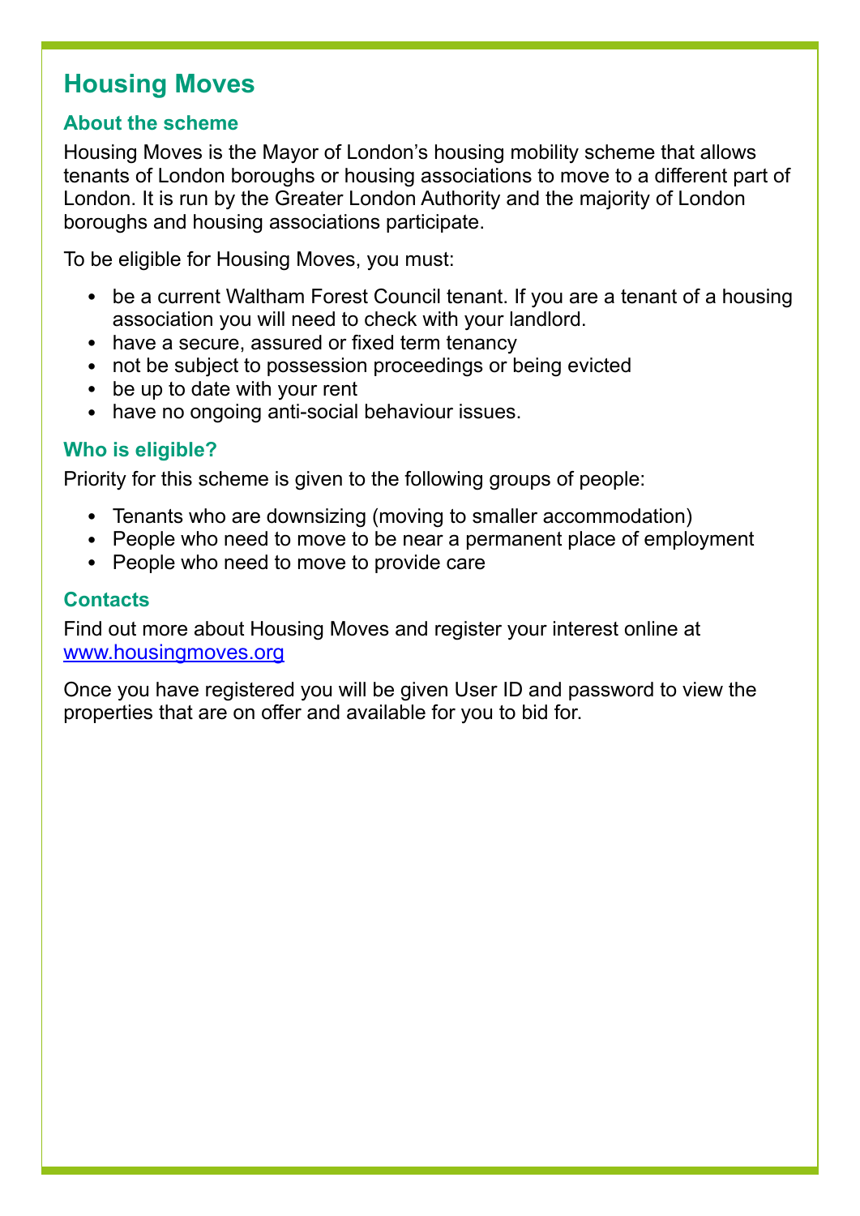## Housing Moves

### About the scheme

Housing Moves is the Mayor of London's housing mobility scheme that allows tenants of London boroughs or housing associations to move to a different part of London. It is run by the Greater London Authority and the majority of London boroughs and housing associations participate.

To be eligible for Housing Moves, you must:

- be a current Waltham Forest Council tenant. If you are a tenant of a housing association you will need to check with your landlord.
- have a secure, assured or fixed term tenancy
- not be subject to possession proceedings or being evicted
- be up to date with your rent
- have no ongoing anti-social behaviour issues.

### Who is eligible?

Priority for this scheme is given to the following groups of people:

- Tenants who are downsizing (moving to smaller accommodation)
- People who need to move to be near a permanent place of employment
- People who need to move to provide care

### Contacts

Find out more about Housing Moves and register your interest online at [www.housingmoves.org](http://www.housingmoves.org)

Once you have registered you will be given User ID and password to view the properties that are on offer and available for you to bid for.